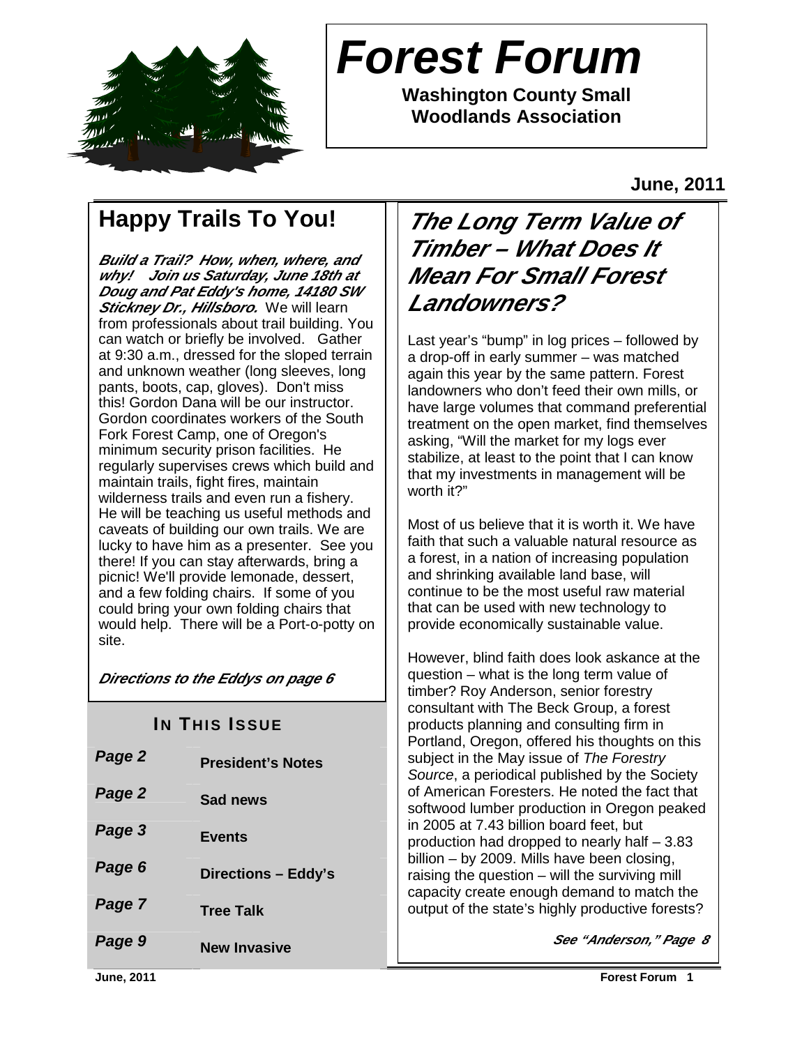# Forest Forum

**Washington County Small Woodlands Association**

**June, 2011**

## Happy Trails To You!

***Build a Trail? How, when, where, and why! Join us Saturday, June 18th at Doug and Pat Eddy's home, 14180 SW Stickney Dr., Hillsboro.*** We will learn from professionals about trail building. You can watch or briefly be involved. Gather at 9:30 a.m., dressed for the sloped terrain and unknown weather (long sleeves, long pants, boots, cap, gloves). Don't miss this! Gordon Dana will be our instructor. Gordon coordinates workers of the South Fork Forest Camp, one of Oregon's minimum security prison facilities. He regularly supervises crews which build and maintain trails, fight fires, maintain wilderness trails and even run a fishery. He will be teaching us useful methods and caveats of building our own trails. We are lucky to have him as a presenter. See you there! If you can stay afterwards, bring a picnic! We'll provide lemonade, dessert, and a few folding chairs. If some of you could bring your own folding chairs that would help. There will be a Port-o-potty on site.

***Directions to the Eddys on page 6***

### In This Issue

| | |
|---|---|
| *Page 2* | **President's Notes** |
| *Page 2* | **Sad news** |
| *Page 3* | **Events** |
| *Page 6* | **Directions – Eddy's** |
| *Page 7* | **Tree Talk** |
| *Page 9* | **New Invasive** |

## *The Long Term Value of Timber – What Does It Mean For Small Forest Landowners?*

Last year's "bump" in log prices – followed by a drop-off in early summer – was matched again this year by the same pattern. Forest landowners who don't feed their own mills, or have large volumes that command preferential treatment on the open market, find themselves asking, "Will the market for my logs ever stabilize, at least to the point that I can know that my investments in management will be worth it?"

Most of us believe that it is worth it. We have faith that such a valuable natural resource as a forest, in a nation of increasing population and shrinking available land base, will continue to be the most useful raw material that can be used with new technology to provide economically sustainable value.

However, blind faith does look askance at the question – what is the long term value of timber? Roy Anderson, senior forestry consultant with The Beck Group, a forest products planning and consulting firm in Portland, Oregon, offered his thoughts on this subject in the May issue of *The Forestry Source*, a periodical published by the Society of American Foresters. He noted the fact that softwood lumber production in Oregon peaked in 2005 at 7.43 billion board feet, but production had dropped to nearly half – 3.83 billion – by 2009. Mills have been closing, raising the question – will the surviving mill capacity create enough demand to match the output of the state's highly productive forests?

***See "Anderson," Page 8***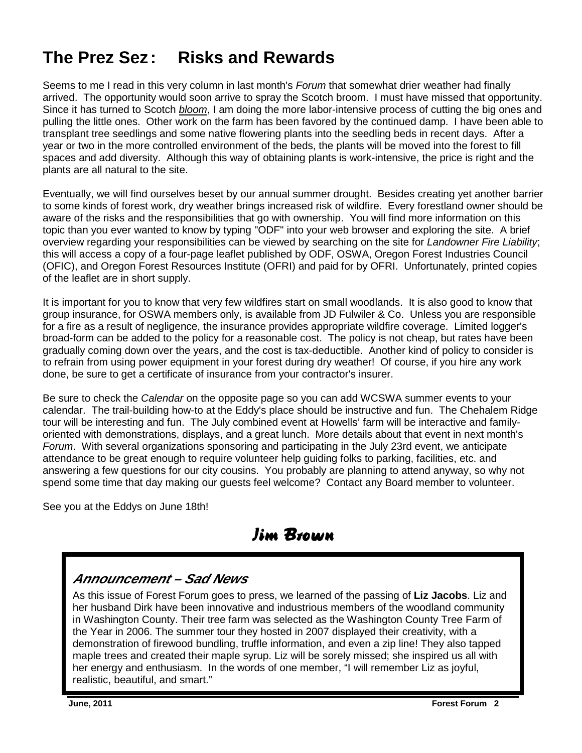# The Prez Sez: Risks and Rewards

Seems to me I read in this very column in last month's *Forum* that somewhat drier weather had finally arrived. The opportunity would soon arrive to spray the Scotch broom. I must have missed that opportunity. Since it has turned to Scotch *bloom*, I am doing the more labor-intensive process of cutting the big ones and pulling the little ones. Other work on the farm has been favored by the continued damp. I have been able to transplant tree seedlings and some native flowering plants into the seedling beds in recent days. After a year or two in the more controlled environment of the beds, the plants will be moved into the forest to fill spaces and add diversity. Although this way of obtaining plants is work-intensive, the price is right and the plants are all natural to the site.

Eventually, we will find ourselves beset by our annual summer drought. Besides creating yet another barrier to some kinds of forest work, dry weather brings increased risk of wildfire. Every forestland owner should be aware of the risks and the responsibilities that go with ownership. You will find more information on this topic than you ever wanted to know by typing "ODF" into your web browser and exploring the site. A brief overview regarding your responsibilities can be viewed by searching on the site for *Landowner Fire Liability*; this will access a copy of a four-page leaflet published by ODF, OSWA, Oregon Forest Industries Council (OFIC), and Oregon Forest Resources Institute (OFRI) and paid for by OFRI. Unfortunately, printed copies of the leaflet are in short supply.

It is important for you to know that very few wildfires start on small woodlands. It is also good to know that group insurance, for OSWA members only, is available from JD Fulwiler & Co. Unless you are responsible for a fire as a result of negligence, the insurance provides appropriate wildfire coverage. Limited logger's broad-form can be added to the policy for a reasonable cost. The policy is not cheap, but rates have been gradually coming down over the years, and the cost is tax-deductible. Another kind of policy to consider is to refrain from using power equipment in your forest during dry weather! Of course, if you hire any work done, be sure to get a certificate of insurance from your contractor's insurer.

Be sure to check the *Calendar* on the opposite page so you can add WCSWA summer events to your calendar. The trail-building how-to at the Eddy's place should be instructive and fun. The Chehalem Ridge tour will be interesting and fun. The July combined event at Howells' farm will be interactive and family-oriented with demonstrations, displays, and a great lunch. More details about that event in next month's *Forum*. With several organizations sponsoring and participating in the July 23rd event, we anticipate attendance to be great enough to require volunteer help guiding folks to parking, facilities, etc. and answering a few questions for our city cousins. You probably are planning to attend anyway, so why not spend some time that day making our guests feel welcome? Contact any Board member to volunteer.

See you at the Eddys on June 18th!

*Jim Brown*

## *Announcement – Sad News*

As this issue of Forest Forum goes to press, we learned of the passing of **Liz Jacobs**. Liz and her husband Dirk have been innovative and industrious members of the woodland community in Washington County. Their tree farm was selected as the Washington County Tree Farm of the Year in 2006. The summer tour they hosted in 2007 displayed their creativity, with a demonstration of firewood bundling, truffle information, and even a zip line! They also tapped maple trees and created their maple syrup. Liz will be sorely missed; she inspired us all with her energy and enthusiasm. In the words of one member, "I will remember Liz as joyful, realistic, beautiful, and smart."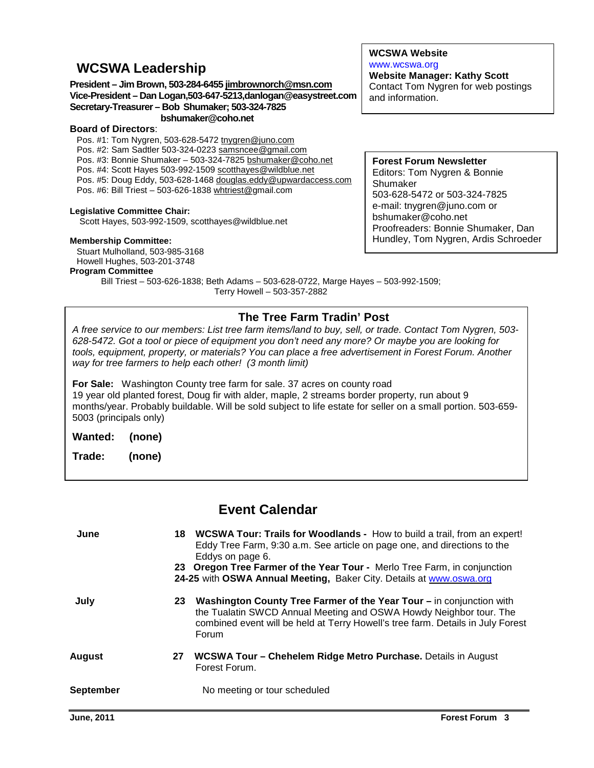## WCSWA Leadership

**President – Jim Brown, 503-284-6455 jimbrownorch@msn.com**
**Vice-President – Dan Logan,503-647-5213,danlogan@easystreet.com**
**Secretary-Treasurer – Bob Shumaker; 503-324-7825 bshumaker@coho.net**

**Board of Directors**:

- Pos. #1: Tom Nygren, 503-628-5472 tnygren@juno.com
- Pos. #2: Sam Sadtler 503-324-0223 samsncee@gmail.com
- Pos. #3: Bonnie Shumaker – 503-324-7825 bshumaker@coho.net
- Pos. #4: Scott Hayes 503-992-1509 scotthayes@wildblue.net
- Pos. #5: Doug Eddy, 503-628-1468 douglas.eddy@upwardaccess.com
- Pos. #6: Bill Triest – 503-626-1838 whtriest@gmail.com

**Legislative Committee Chair:**
Scott Hayes, 503-992-1509, scotthayes@wildblue.net

**Membership Committee:**
Stuart Mulholland, 503-985-3168
Howell Hughes, 503-201-3748

**Program Committee**
Bill Triest – 503-626-1838; Beth Adams – 503-628-0722, Marge Hayes – 503-992-1509; Terry Howell – 503-357-2882

**WCSWA Website**
www.wcswa.org
**Website Manager: Kathy Scott**
Contact Tom Nygren for web postings and information.

**Forest Forum Newsletter**
Editors: Tom Nygren & Bonnie Shumaker
503-628-5472 or 503-324-7825
e-mail: tnygren@juno.com or bshumaker@coho.net
Proofreaders: Bonnie Shumaker, Dan Hundley, Tom Nygren, Ardis Schroeder

## The Tree Farm Tradin' Post

*A free service to our members: List tree farm items/land to buy, sell, or trade. Contact Tom Nygren, 503-628-5472. Got a tool or piece of equipment you don't need any more? Or maybe you are looking for tools, equipment, property, or materials? You can place a free advertisement in Forest Forum. Another way for tree farmers to help each other! (3 month limit)*

**For Sale:** Washington County tree farm for sale. 37 acres on county road
19 year old planted forest, Doug fir with alder, maple, 2 streams border property, run about 9 months/year. Probably buildable. Will be sold subject to life estate for seller on a small portion. 503-659-5003 (principals only)

**Wanted: (none)**

**Trade: (none)**

## Event Calendar

**June**

18 **WCSWA Tour: Trails for Woodlands -** How to build a trail, from an expert! Eddy Tree Farm, 9:30 a.m. See article on page one, and directions to the Eddys on page 6.

23 **Oregon Tree Farmer of the Year Tour -** Merlo Tree Farm, in conjunction
24-25 with **OSWA Annual Meeting,** Baker City. Details at www.oswa.org

**July**

23 **Washington County Tree Farmer of the Year Tour –** in conjunction with the Tualatin SWCD Annual Meeting and OSWA Howdy Neighbor tour. The combined event will be held at Terry Howell's tree farm. Details in July Forest Forum

**August**

27 **WCSWA Tour – Chehelem Ridge Metro Purchase.** Details in August Forest Forum.

**September**

No meeting or tour scheduled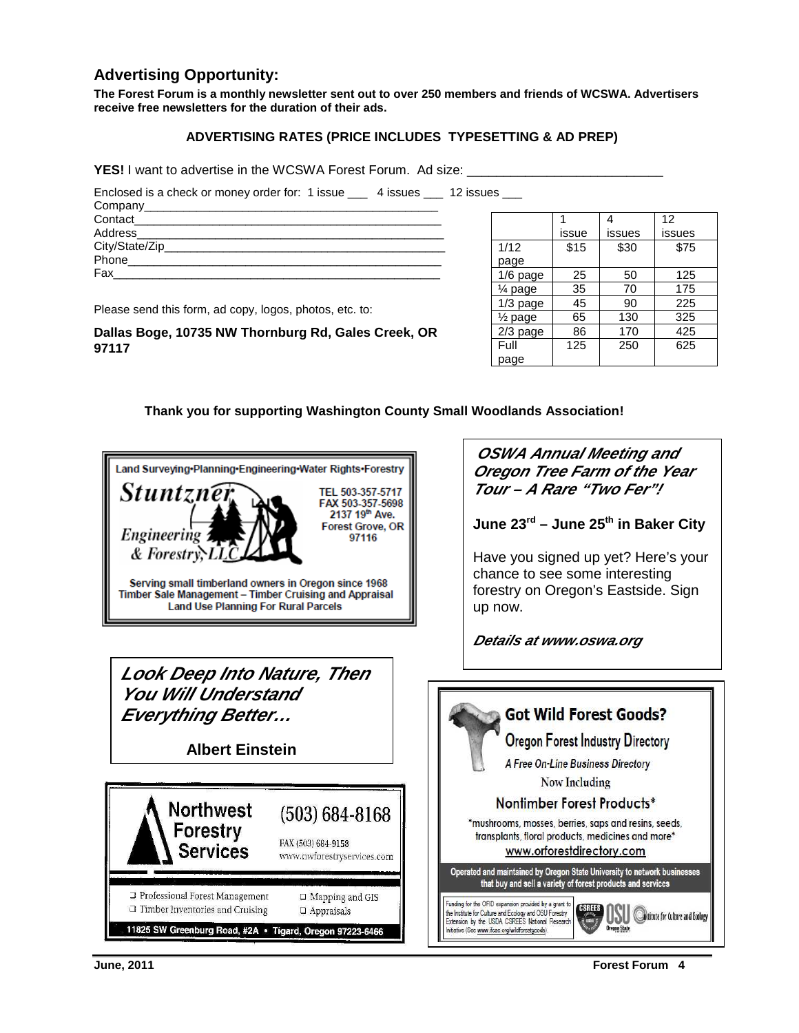## Advertising Opportunity:

**The Forest Forum is a monthly newsletter sent out to over 250 members and friends of WCSWA. Advertisers receive free newsletters for the duration of their ads.**

**ADVERTISING RATES (PRICE INCLUDES TYPESETTING & AD PREP)**

**YES!** I want to advertise in the WCSWA Forest Forum. Ad size: ___________________________

Enclosed is a check or money order for: 1 issue ___ 4 issues ___ 12 issues ___

Company_____________________________________________

Contact______________________________________________

Address______________________________________________

City/State/Zip________________________________________

Phone_______________________________________________

Fax_________________________________________________

Please send this form, ad copy, logos, photos, etc. to:

**Dallas Boge, 10735 NW Thornburg Rd, Gales Creek, OR 97117**

| | 1 issue | 4 issues | 12 issues |
|---|---|---|---|
| 1/12 page | $15 | $30 | $75 |
| 1/6 page | 25 | 50 | 125 |
| ¼ page | 35 | 70 | 175 |
| 1/3 page | 45 | 90 | 225 |
| ½ page | 65 | 130 | 325 |
| 2/3 page | 86 | 170 | 425 |
| Full page | 125 | 250 | 625 |

**Thank you for supporting Washington County Small Woodlands Association!**

Land Surveying•Planning•Engineering•Water Rights•Forestry

*Stuntzner Engineering & Forestry, LLC*

TEL 503-357-5717
FAX 503-357-5698
2137 19th Ave.
Forest Grove, OR 97116

Serving small timberland owners in Oregon since 1968
Timber Sale Management – Timber Cruising and Appraisal
Land Use Planning For Rural Parcels

***OSWA Annual Meeting and Oregon Tree Farm of the Year Tour – A Rare "Two Fer"!***

**June 23rd – June 25th in Baker City**

Have you signed up yet? Here's your chance to see some interesting forestry on Oregon's Eastside. Sign up now.

***Details at www.oswa.org***

***Look Deep Into Nature, Then You Will Understand Everything Better…***

**Albert Einstein**

**Northwest Forestry Services**

(503) 684-8168

FAX (503) 684-9158
www.nwforestryservices.com

- Professional Forest Management
- Timber Inventories and Cruising
- Mapping and GIS
- Appraisals

11825 SW Greenburg Road, #2A • Tigard, Oregon 97223-6466

**Got Wild Forest Goods?**

**Oregon Forest Industry Directory**

*A Free On-Line Business Directory*

Now Including

**Nontimber Forest Products***

*mushrooms, mosses, berries, saps and resins, seeds, transplants, floral products, medicines and more*

www.orforestdirectory.com

Operated and maintained by Oregon State University to network businesses that buy and sell a variety of forest products and services

Funding for the OFID expansion provided by a grant to the Institute for Culture and Ecology and OSU Forestry Extension by the USDA CSREES National Research Initiative (See www.ifcae.org/wildforestgoods).

CSREES · OSU Oregon State · Institute for Culture and Ecology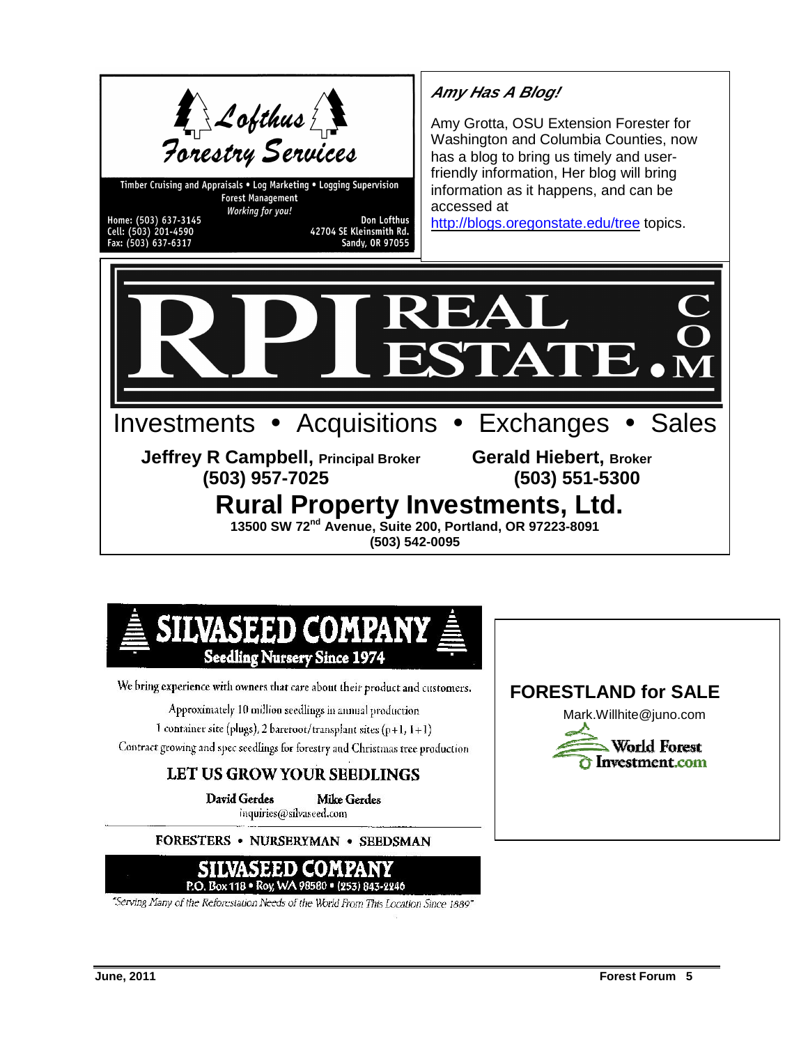## Lofthus Forestry Services

Timber Cruising and Appraisals • Log Marketing • Logging Supervision
Forest Management
*Working for you!*

Home: (503) 637-3145
Cell: (503) 201-4590
Fax: (503) 637-6317

Don Lofthus
42704 SE Kleinsmith Rd.
Sandy, OR 97055

### *Amy Has A Blog!*

Amy Grotta, OSU Extension Forester for Washington and Columbia Counties, now has a blog to bring us timely and user-friendly information, Her blog will bring information as it happens, and can be accessed at http://blogs.oregonstate.edu/tree topics.

## RPI REAL ESTATE.COM

Investments • Acquisitions • Exchanges • Sales

**Jeffrey R Campbell, Principal Broker**
**(503) 957-7025**

**Gerald Hiebert, Broker**
**(503) 551-5300**

## Rural Property Investments, Ltd.

**13500 SW 72nd Avenue, Suite 200, Portland, OR 97223-8091**
**(503) 542-0095**

## SILVASEED COMPANY

**Seedling Nursery Since 1974**

We bring experience with owners that care about their product and customers.

Approximately 10 million seedlings in annual production

1 container site (plugs), 2 bareroot/transplant sites (p+1, 1+1)

Contract growing and spec seedlings for forestry and Christmas tree production

### LET US GROW YOUR SEEDLINGS

**David Gerdes** **Mike Gerdes**
inquiries@silvaseed.com

FORESTERS • NURSERYMAN • SEEDSMAN

**SILVASEED COMPANY**
P.O. Box 118 • Roy, WA 98580 • (253) 843-2246

*"Serving Many of the Reforestation Needs of the World From This Location Since 1889"*

## FORESTLAND for SALE

Mark.Willhite@juno.com

World Forest Investment.com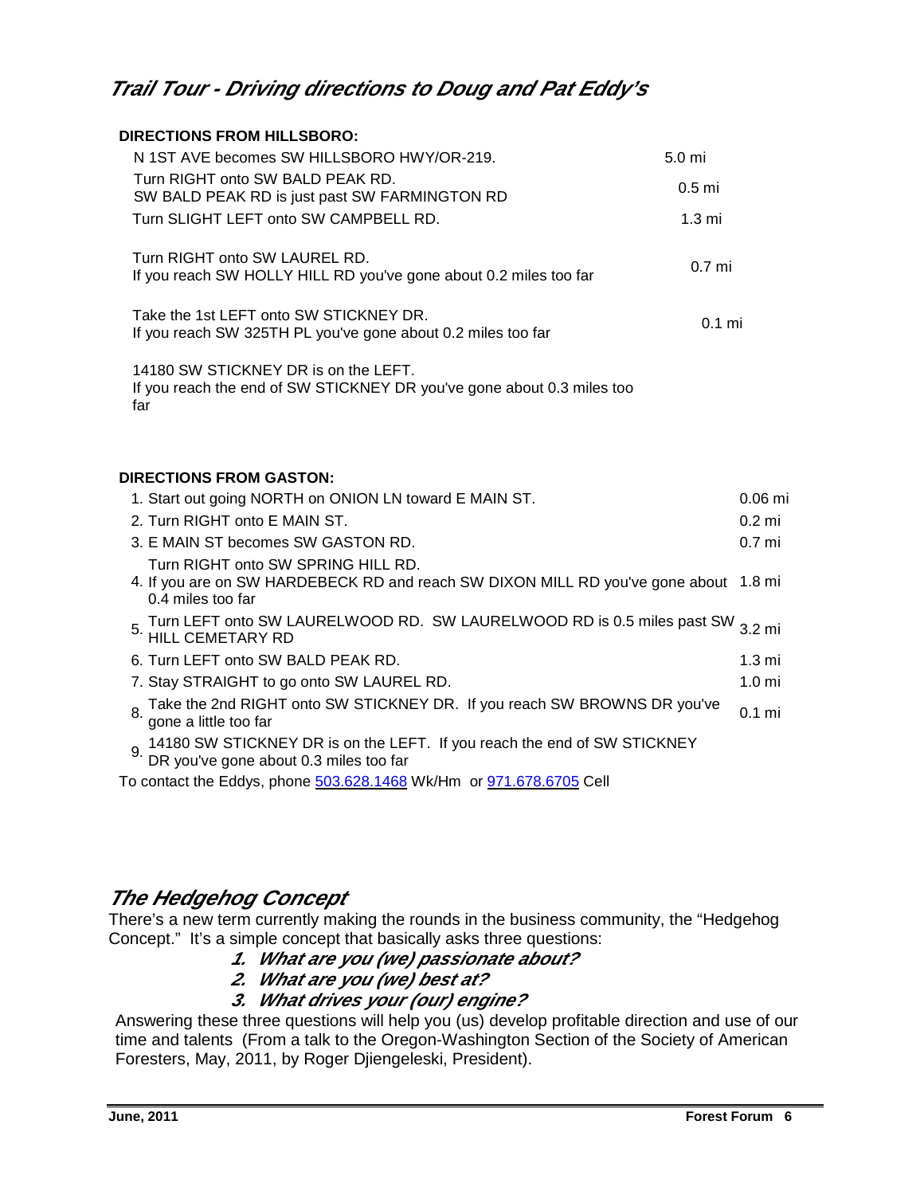## *Trail Tour - Driving directions to Doug and Pat Eddy's*

**DIRECTIONS FROM HILLSBORO:**

| Direction | Distance |
|---|---|
| N 1ST AVE becomes SW HILLSBORO HWY/OR-219. | 5.0 mi |
| Turn RIGHT onto SW BALD PEAK RD. SW BALD PEAK RD is just past SW FARMINGTON RD | 0.5 mi |
| Turn SLIGHT LEFT onto SW CAMPBELL RD. | 1.3 mi |
| Turn RIGHT onto SW LAUREL RD. If you reach SW HOLLY HILL RD you've gone about 0.2 miles too far | 0.7 mi |
| Take the 1st LEFT onto SW STICKNEY DR. If you reach SW 325TH PL you've gone about 0.2 miles too far | 0.1 mi |
| 14180 SW STICKNEY DR is on the LEFT. If you reach the end of SW STICKNEY DR you've gone about 0.3 miles too far | |

**DIRECTIONS FROM GASTON:**

| | Direction | Distance |
|---|---|---|
| 1. | Start out going NORTH on ONION LN toward E MAIN ST. | 0.06 mi |
| 2. | Turn RIGHT onto E MAIN ST. | 0.2 mi |
| 3. | E MAIN ST becomes SW GASTON RD. | 0.7 mi |
| 4. | Turn RIGHT onto SW SPRING HILL RD. If you are on SW HARDEBECK RD and reach SW DIXON MILL RD you've gone about 0.4 miles too far | 1.8 mi |
| 5. | Turn LEFT onto SW LAURELWOOD RD. SW LAURELWOOD RD is 0.5 miles past SW HILL CEMETARY RD | 3.2 mi |
| 6. | Turn LEFT onto SW BALD PEAK RD. | 1.3 mi |
| 7. | Stay STRAIGHT to go onto SW LAUREL RD. | 1.0 mi |
| 8. | Take the 2nd RIGHT onto SW STICKNEY DR. If you reach SW BROWNS DR you've gone a little too far | 0.1 mi |
| 9. | 14180 SW STICKNEY DR is on the LEFT. If you reach the end of SW STICKNEY DR you've gone about 0.3 miles too far | |

To contact the Eddys, phone 503.628.1468 Wk/Hm or 971.678.6705 Cell

## *The Hedgehog Concept*

There's a new term currently making the rounds in the business community, the "Hedgehog Concept." It's a simple concept that basically asks three questions:

1. ***What are you (we) passionate about?***
2. ***What are you (we) best at?***
3. ***What drives your (our) engine?***

Answering these three questions will help you (us) develop profitable direction and use of our time and talents (From a talk to the Oregon-Washington Section of the Society of American Foresters, May, 2011, by Roger Djiengeleski, President).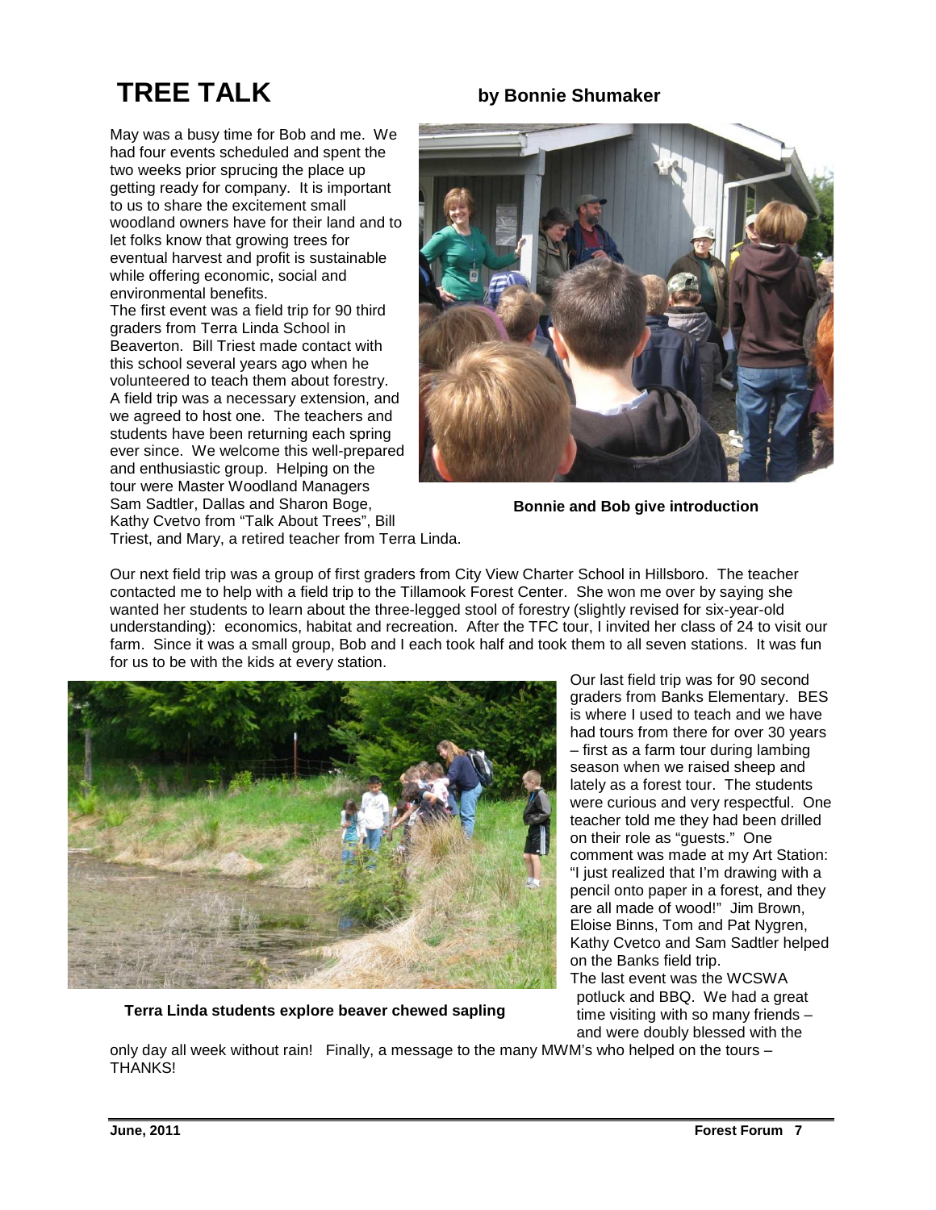# TREE TALK

**by Bonnie Shumaker**

May was a busy time for Bob and me. We had four events scheduled and spent the two weeks prior sprucing the place up getting ready for company. It is important to us to share the excitement small woodland owners have for their land and to let folks know that growing trees for eventual harvest and profit is sustainable while offering economic, social and environmental benefits.

The first event was a field trip for 90 third graders from Terra Linda School in Beaverton. Bill Triest made contact with this school several years ago when he volunteered to teach them about forestry. A field trip was a necessary extension, and we agreed to host one. The teachers and students have been returning each spring ever since. We welcome this well-prepared and enthusiastic group. Helping on the tour were Master Woodland Managers Sam Sadtler, Dallas and Sharon Boge, Kathy Cvetvo from "Talk About Trees", Bill Triest, and Mary, a retired teacher from Terra Linda.

**Bonnie and Bob give introduction**

Our next field trip was a group of first graders from City View Charter School in Hillsboro. The teacher contacted me to help with a field trip to the Tillamook Forest Center. She won me over by saying she wanted her students to learn about the three-legged stool of forestry (slightly revised for six-year-old understanding): economics, habitat and recreation. After the TFC tour, I invited her class of 24 to visit our farm. Since it was a small group, Bob and I each took half and took them to all seven stations. It was fun for us to be with the kids at every station.

**Terra Linda students explore beaver chewed sapling**

Our last field trip was for 90 second graders from Banks Elementary. BES is where I used to teach and we have had tours from there for over 30 years – first as a farm tour during lambing season when we raised sheep and lately as a forest tour. The students were curious and very respectful. One teacher told me they had been drilled on their role as "guests." One comment was made at my Art Station: "I just realized that I'm drawing with a pencil onto paper in a forest, and they are all made of wood!" Jim Brown, Eloise Binns, Tom and Pat Nygren, Kathy Cvetco and Sam Sadtler helped on the Banks field trip.

The last event was the WCSWA potluck and BBQ. We had a great time visiting with so many friends – and were doubly blessed with the only day all week without rain! Finally, a message to the many MWM's who helped on the tours – THANKS!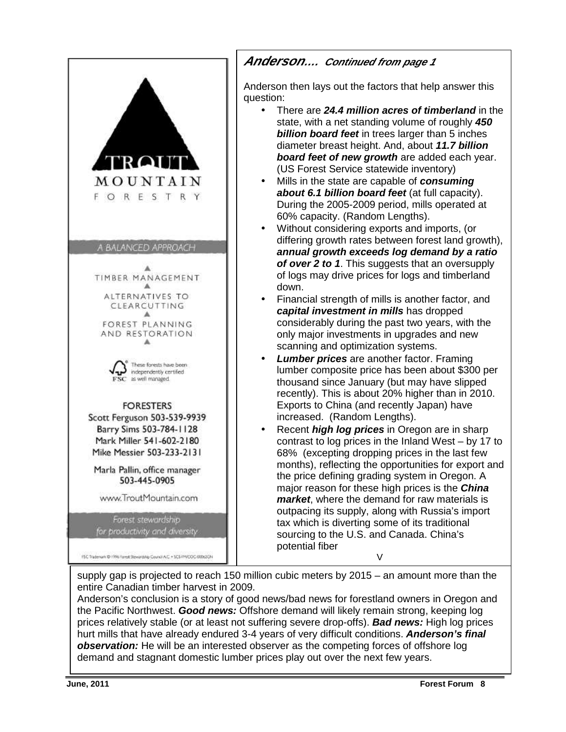TROUT MOUNTAIN FORESTRY

A BALANCED APPROACH

TIMBER MANAGEMENT

ALTERNATIVES TO CLEARCUTTING

FOREST PLANNING AND RESTORATION

These forests have been independently certified as well managed.

FSC

FORESTERS

Scott Ferguson 503-539-9939

Barry Sims 503-784-1128

Mark Miller 541-602-2180

Mike Messier 503-233-2131

Marla Pallin, office manager 503-445-0905

www.TroutMountain.com

Forest stewardship for productivity and diversity

FSC Trademark © 1996 Forest Stewardship Council A.C. • SCS-FM/COC-00062GN

## *Anderson…. Continued from page 1*

Anderson then lays out the factors that help answer this question:

- There are ***24.4 million acres of timberland*** in the state, with a net standing volume of roughly ***450 billion board feet*** in trees larger than 5 inches diameter breast height. And, about ***11.7 billion board feet of new growth*** are added each year. (US Forest Service statewide inventory)
- Mills in the state are capable of ***consuming about 6.1 billion board feet*** (at full capacity). During the 2005-2009 period, mills operated at 60% capacity. (Random Lengths).
- Without considering exports and imports, (or differing growth rates between forest land growth), ***annual growth exceeds log demand by a ratio of over 2 to 1***. This suggests that an oversupply of logs may drive prices for logs and timberland down.
- Financial strength of mills is another factor, and ***capital investment in mills*** has dropped considerably during the past two years, with the only major investments in upgrades and new scanning and optimization systems.
- ***Lumber prices*** are another factor. Framing lumber composite price has been about $300 per thousand since January (but may have slipped recently). This is about 20% higher than in 2010. Exports to China (and recently Japan) have increased. (Random Lengths).
- Recent ***high log prices*** in Oregon are in sharp contrast to log prices in the Inland West – by 17 to 68% (excepting dropping prices in the last few months), reflecting the opportunities for export and the price defining grading system in Oregon. A major reason for these high prices is the ***China market***, where the demand for raw materials is outpacing its supply, along with Russia's import tax which is diverting some of its traditional sourcing to the U.S. and Canada. China's potential fiber supply gap is projected to reach 150 million cubic meters by 2015 – an amount more than the entire Canadian timber harvest in 2009.

Anderson's conclusion is a story of good news/bad news for forestland owners in Oregon and the Pacific Northwest. ***Good news:*** Offshore demand will likely remain strong, keeping log prices relatively stable (or at least not suffering severe drop-offs). ***Bad news:*** High log prices hurt mills that have already endured 3-4 years of very difficult conditions. ***Anderson's final observation:*** He will be an interested observer as the competing forces of offshore log demand and stagnant domestic lumber prices play out over the next few years.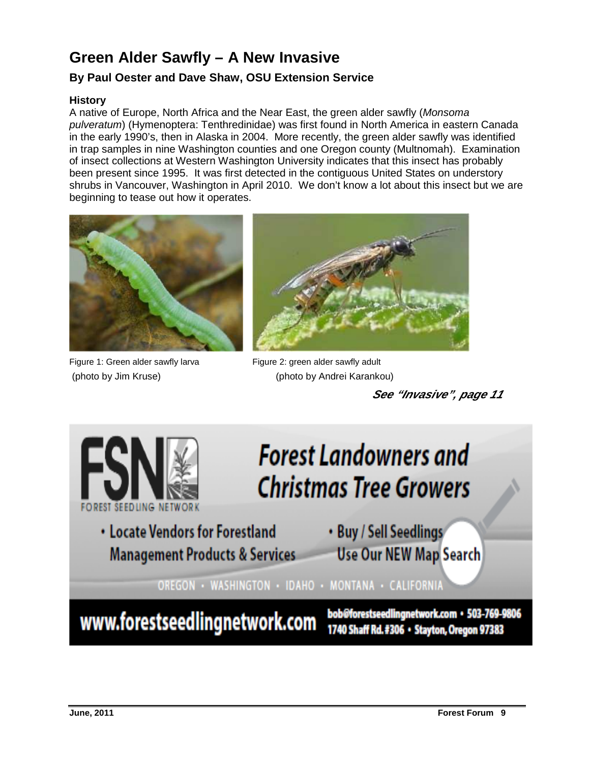# Green Alder Sawfly – A New Invasive

## By Paul Oester and Dave Shaw, OSU Extension Service

### History

A native of Europe, North Africa and the Near East, the green alder sawfly (*Monsoma pulveratum*) (Hymenoptera: Tenthredinidae) was first found in North America in eastern Canada in the early 1990's, then in Alaska in 2004. More recently, the green alder sawfly was identified in trap samples in nine Washington counties and one Oregon county (Multnomah). Examination of insect collections at Western Washington University indicates that this insect has probably been present since 1995. It was first detected in the contiguous United States on understory shrubs in Vancouver, Washington in April 2010. We don't know a lot about this insect but we are beginning to tease out how it operates.

Figure 1: Green alder sawfly larva (photo by Jim Kruse)

Figure 2: green alder sawfly adult (photo by Andrei Karankou)

***See "Invasive", page 11***

---

**FSN** FOREST SEEDLING NETWORK

**Forest Landowners and Christmas Tree Growers**

- Locate Vendors for Forestland Management Products & Services
- Buy / Sell Seedlings Use Our NEW Map Search

OREGON • WASHINGTON • IDAHO • MONTANA • CALIFORNIA

**www.forestseedlingnetwork.com** bob@forestseedlingnetwork.com • 503-769-9806 1740 Shaff Rd. #306 • Stayton, Oregon 97383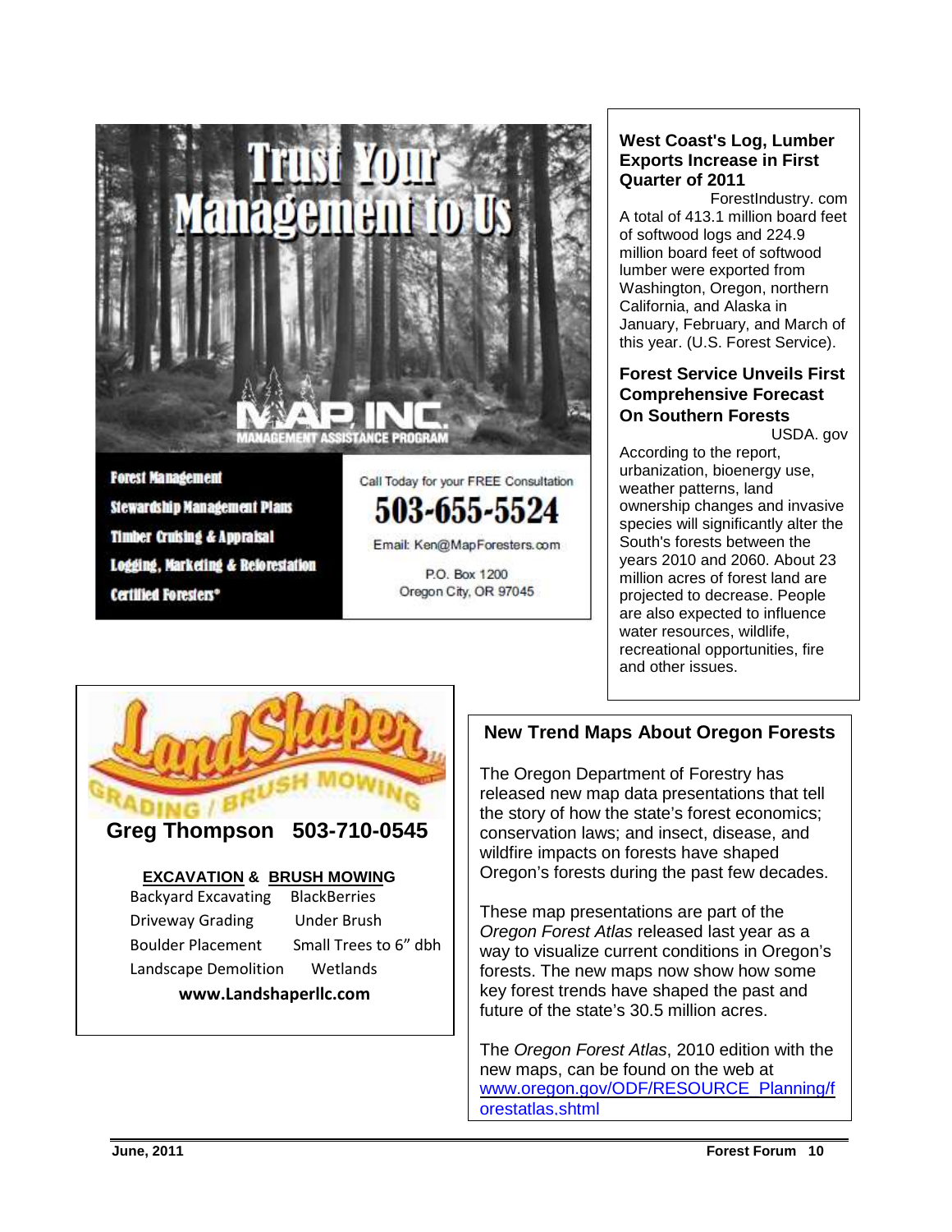# Trust Your Management to Us

MAP INC.
MANAGEMENT ASSISTANCE PROGRAM

- Forest Management
- Stewardship Management Plans
- Timber Cruising & Appraisal
- Logging, Marketing & Reforestation
- Certified Foresters*

Call Today for your FREE Consultation

**503-655-5524**

Email: Ken@MapForesters.com

P.O. Box 1200
Oregon City, OR 97045

## West Coast's Log, Lumber Exports Increase in First Quarter of 2011

ForestIndustry. com

A total of 413.1 million board feet of softwood logs and 224.9 million board feet of softwood lumber were exported from Washington, Oregon, northern California, and Alaska in January, February, and March of this year. (U.S. Forest Service).

## Forest Service Unveils First Comprehensive Forecast On Southern Forests

USDA. gov

According to the report, urbanization, bioenergy use, weather patterns, land ownership changes and invasive species will significantly alter the South's forests between the years 2010 and 2060. About 23 million acres of forest land are projected to decrease. People are also expected to influence water resources, wildlife, recreational opportunities, fire and other issues.

LandShaper
GRADING / BRUSH MOWING

**Greg Thompson 503-710-0545**

**EXCAVATION & BRUSH MOWING**

| | |
|---|---|
| Backyard Excavating | BlackBerries |
| Driveway Grading | Under Brush |
| Boulder Placement | Small Trees to 6" dbh |
| Landscape Demolition | Wetlands |

**www.Landshaperllc.com**

## New Trend Maps About Oregon Forests

The Oregon Department of Forestry has released new map data presentations that tell the story of how the state's forest economics; conservation laws; and insect, disease, and wildfire impacts on forests have shaped Oregon's forests during the past few decades.

These map presentations are part of the *Oregon Forest Atlas* released last year as a way to visualize current conditions in Oregon's forests. The new maps now show how some key forest trends have shaped the past and future of the state's 30.5 million acres.

The *Oregon Forest Atlas*, 2010 edition with the new maps, can be found on the web at www.oregon.gov/ODF/RESOURCE_Planning/forestatlas.shtml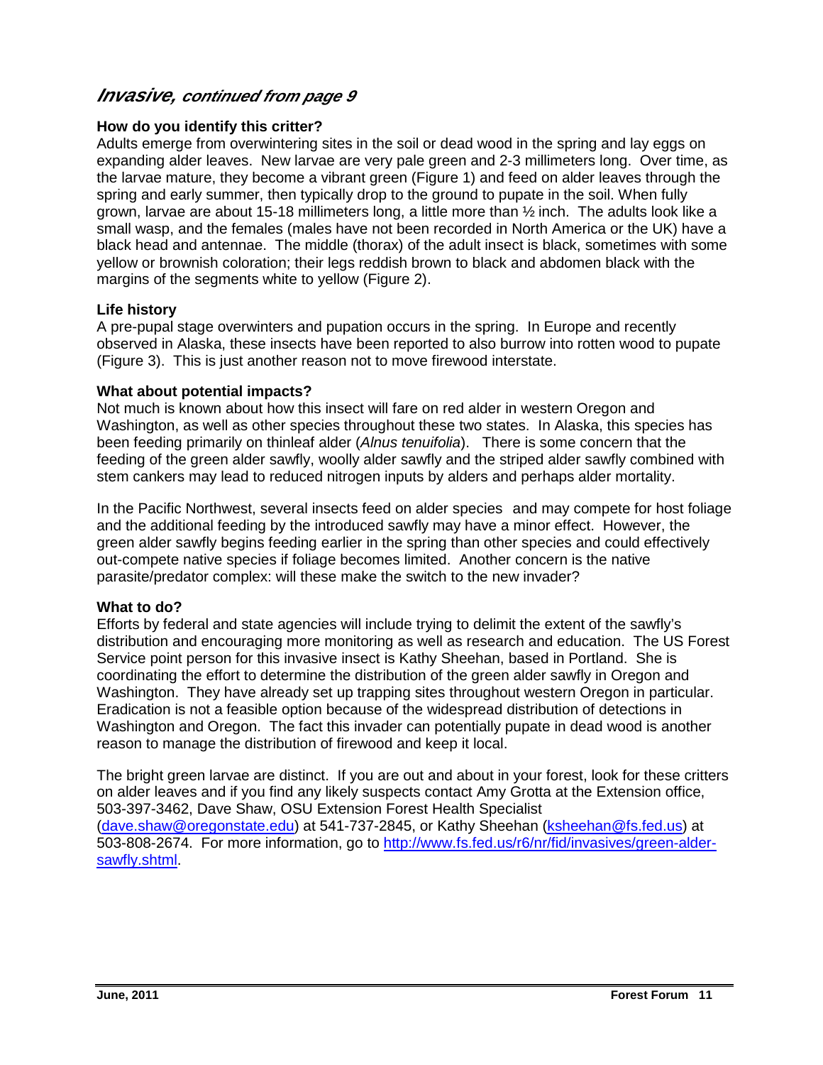## *Invasive, continued from page 9*

### How do you identify this critter?

Adults emerge from overwintering sites in the soil or dead wood in the spring and lay eggs on expanding alder leaves. New larvae are very pale green and 2-3 millimeters long. Over time, as the larvae mature, they become a vibrant green (Figure 1) and feed on alder leaves through the spring and early summer, then typically drop to the ground to pupate in the soil. When fully grown, larvae are about 15-18 millimeters long, a little more than ½ inch. The adults look like a small wasp, and the females (males have not been recorded in North America or the UK) have a black head and antennae. The middle (thorax) of the adult insect is black, sometimes with some yellow or brownish coloration; their legs reddish brown to black and abdomen black with the margins of the segments white to yellow (Figure 2).

### Life history

A pre-pupal stage overwinters and pupation occurs in the spring. In Europe and recently observed in Alaska, these insects have been reported to also burrow into rotten wood to pupate (Figure 3). This is just another reason not to move firewood interstate.

### What about potential impacts?

Not much is known about how this insect will fare on red alder in western Oregon and Washington, as well as other species throughout these two states. In Alaska, this species has been feeding primarily on thinleaf alder (*Alnus tenuifolia*). There is some concern that the feeding of the green alder sawfly, woolly alder sawfly and the striped alder sawfly combined with stem cankers may lead to reduced nitrogen inputs by alders and perhaps alder mortality.

In the Pacific Northwest, several insects feed on alder species and may compete for host foliage and the additional feeding by the introduced sawfly may have a minor effect. However, the green alder sawfly begins feeding earlier in the spring than other species and could effectively out-compete native species if foliage becomes limited. Another concern is the native parasite/predator complex: will these make the switch to the new invader?

### What to do?

Efforts by federal and state agencies will include trying to delimit the extent of the sawfly's distribution and encouraging more monitoring as well as research and education. The US Forest Service point person for this invasive insect is Kathy Sheehan, based in Portland. She is coordinating the effort to determine the distribution of the green alder sawfly in Oregon and Washington. They have already set up trapping sites throughout western Oregon in particular. Eradication is not a feasible option because of the widespread distribution of detections in Washington and Oregon. The fact this invader can potentially pupate in dead wood is another reason to manage the distribution of firewood and keep it local.

The bright green larvae are distinct. If you are out and about in your forest, look for these critters on alder leaves and if you find any likely suspects contact Amy Grotta at the Extension office, 503-397-3462, Dave Shaw, OSU Extension Forest Health Specialist (dave.shaw@oregonstate.edu) at 541-737-2845, or Kathy Sheehan (ksheehan@fs.fed.us) at 503-808-2674. For more information, go to http://www.fs.fed.us/r6/nr/fid/invasives/green-alder-sawfly.shtml.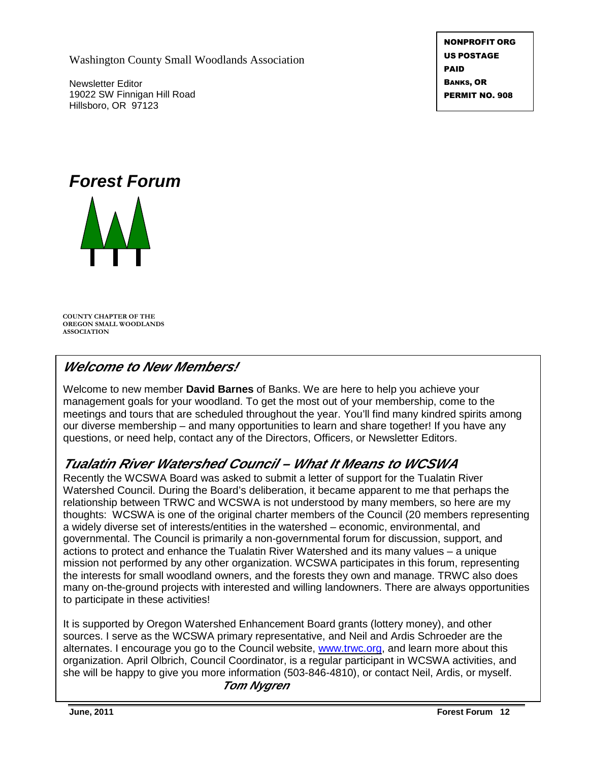Washington County Small Woodlands Association

Newsletter Editor
19022 SW Finnigan Hill Road
Hillsboro, OR 97123

NONPROFIT ORG
US POSTAGE
PAID
BANKS, OR
PERMIT NO. 908

# Forest Forum

COUNTY CHAPTER OF THE
OREGON SMALL WOODLANDS
ASSOCIATION

## *Welcome to New Members!*

Welcome to new member **David Barnes** of Banks. We are here to help you achieve your management goals for your woodland. To get the most out of your membership, come to the meetings and tours that are scheduled throughout the year. You'll find many kindred spirits among our diverse membership – and many opportunities to learn and share together! If you have any questions, or need help, contact any of the Directors, Officers, or Newsletter Editors.

## *Tualatin River Watershed Council – What It Means to WCSWA*

Recently the WCSWA Board was asked to submit a letter of support for the Tualatin River Watershed Council. During the Board's deliberation, it became apparent to me that perhaps the relationship between TRWC and WCSWA is not understood by many members, so here are my thoughts: WCSWA is one of the original charter members of the Council (20 members representing a widely diverse set of interests/entities in the watershed – economic, environmental, and governmental. The Council is primarily a non-governmental forum for discussion, support, and actions to protect and enhance the Tualatin River Watershed and its many values – a unique mission not performed by any other organization. WCSWA participates in this forum, representing the interests for small woodland owners, and the forests they own and manage. TRWC also does many on-the-ground projects with interested and willing landowners. There are always opportunities to participate in these activities!

It is supported by Oregon Watershed Enhancement Board grants (lottery money), and other sources. I serve as the WCSWA primary representative, and Neil and Ardis Schroeder are the alternates. I encourage you go to the Council website, www.trwc.org, and learn more about this organization. April Olbrich, Council Coordinator, is a regular participant in WCSWA activities, and she will be happy to give you more information (503-846-4810), or contact Neil, Ardis, or myself.

***Tom Nygren***

June, 2011